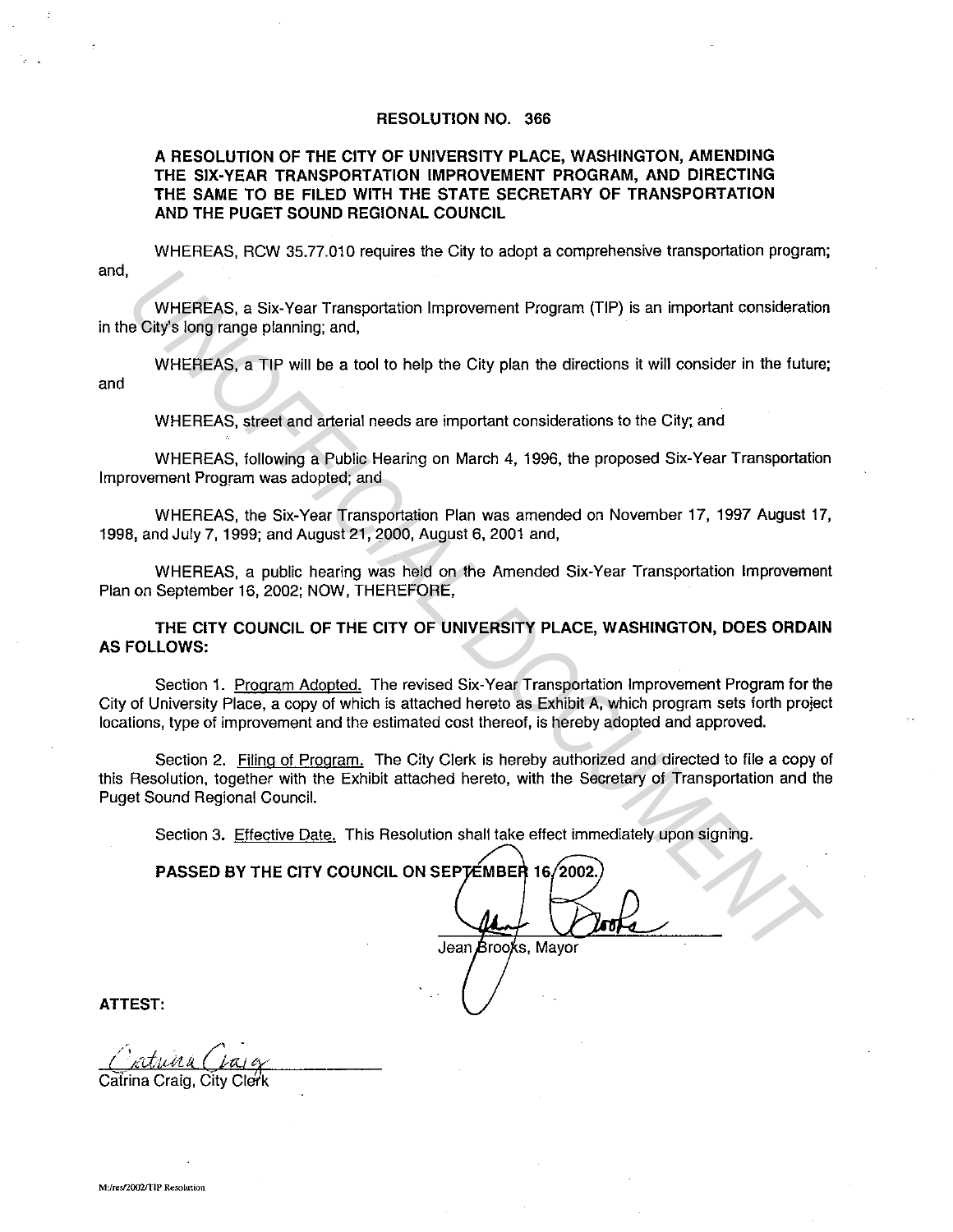# RESOLUTION NO. 366

## A RESOLUTION OF THE CITY OF UNIVERSITY PLACE, WASHINGTON, AMENDING THE SIX-YEAR TRANSPORTATION IMPROVEMENT PROGRAM, AND DIRECTING THE SAME TO BE FILED WITH THE STATE SECRETARY OF TRANSPORTATION AND THE PUGET SOUND REGIONAL COUNCIL

WHEREAS, RCW 35.77.010 requires the City to adopt a comprehensive transportation program; and,

WHEREAS, a Six-Year Transportation Improvement Program (TIP) is an important consideration in the City's long range planning; and,

WHEREAS, a TIP will be a tool to help the City plan the directions it will consider in the future; and

WHEREAS, street and arterial needs are important considerations to the City; and

WHEREAS, following a Public Hearing on March 4, 1996, the proposed Six-Year Transportation Improvement Program was adopted; and

WHEREAS, the Six-Year Transportation Plan was amended on November 17, 1997 August 17, 1998, and July 7, 1999; and August 21, 2000, August 6, 2001 and,

WHEREAS, a public hearing was held on the Amended Six-Year Transportation Improvement Plan on September 16, 2002; NOW, THEREFORE,

**THE CITY COUNCIL OF THE CITY OF UNIVERSITY PLACE, WASHINGTON, DOES ORDAIN AS FOLLOWS:**

Section 1. Program Adopted. The revised Six-Year Transportation Improvement Program for the City of University Place, a copy of which is attached hereto as Exhibit A, which program sets forth project locations, type of improvement and the estimated cost thereof, is hereby adopted and approved.

Section 2. Filing of Program. The City Clerk is hereby authorized and directed to file a copy of this Resolution, together with the Exhibit attached hereto, with the Secretary of Transportation and the Puget Sound Regional Council.

Section 3. Effective Date. This Resolution shall take effect immediately upon signing.

**PASSED BY THE CITY COUNCIL ON SEPTEMBER 16, 2002.**

Jean Brooks, Mayor

**ATTEST:**

Catrina Craig, City Clerk

M:/res/2002/TIP Resolution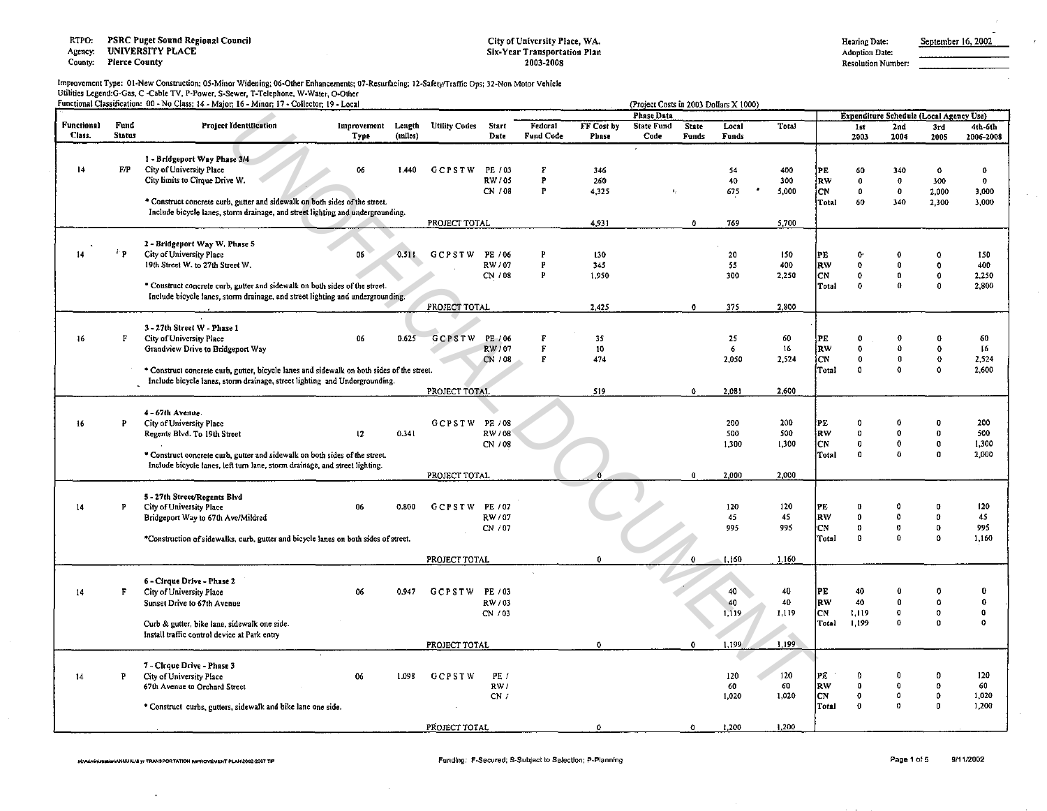RTPO: PSRC Puget Sound Regional Council
Agency: UNIVERSITY PLACE
County: Pierce County

City of University Place, WA.
Six-Year Transportation Plan
2003-2008

Hearing Date: September 16, 2002
Adoption Date:
Resolution Number:

Improvement Type: 01-New Construction; 05-Minor Widening; 06-Other Enhancements; 07-Resurfacing; 12-Safety/Traffic Ops; 32-Non Motor Vehicle
Utilities Legend: G-Gas, C-Cable TV, P-Power, S-Sewer, T-Telephone, W-Water, O-Other
Functional Classification: 00 - No Class; 14 - Major; 16 - Minor; 17 - Collector; 19 - Local

(Project Costs in 2003 Dollars X 1000)

| Functional Class. | Fund Status | Project Identification | Improvement Type | Length (miles) | Utility Codes | Start Date | Federal Fund Code | FF Cost by Phase | State Fund Code | State Funds | Local Funds | Total | | 1st 2003 | 2nd 2004 | 3rd 2005 | 4th-6th 2006-2008 |
|---|---|---|---|---|---|---|---|---|---|---|---|---|---|---|---|---|---|
| | | | | | | | | Phase Data | | | | | | Expenditure Schedule (Local Agency Use) | | | |
| 14 | F/P | **1 - Bridgeport Way Phase 3/4** City of University Place, City limits to Cirque Drive W. | 06 | 1.440 | G C P S T W | PE / 03 | F | 346 | | | 54 | 400 | PE | 60 | 340 | 0 | 0 |
| | | | | | | RW / 05 | P | 260 | | | 40 | 300 | RW | 0 | 0 | 300 | 0 |
| | | | | | | CN / 08 | P | 4,325 | | | 675 | 5,000 | CN | 0 | 0 | 2,000 | 3,000 |
| | | * Construct concrete curb, gutter and sidewalk on both sides of the street. Include bicycle lanes, storm drainage, and street lighting and undergrounding. | | | | | | | | | | | Total | 60 | 340 | 2,300 | 3,000 |
| | | | | | PROJECT TOTAL | | | 4,931 | | 0 | 769 | 5,700 | | | | | |
| 14 | P | **2 - Bridgeport Way W. Phase 5** City of University Place, 19th Street W. to 27th Street W. | 06 | 0.511 | G C P S T W | PE / 06 | P | 130 | | | 20 | 150 | PE | 0 | 0 | 0 | 150 |
| | | | | | | RW / 07 | P | 345 | | | 55 | 400 | RW | 0 | 0 | 0 | 400 |
| | | | | | | CN / 08 | P | 1,950 | | | 300 | 2,250 | CN | 0 | 0 | 0 | 2,250 |
| | | * Construct concrete curb, gutter and sidewalk on both sides of the street. Include bicycle lanes, storm drainage, and street lighting and undergrounding. | | | | | | | | | | | Total | 0 | 0 | 0 | 2,800 |
| | | | | | PROJECT TOTAL | | | 2,425 | | 0 | 375 | 2,800 | | | | | |
| 16 | F | **3 - 27th Street W - Phase 1** City of University Place, Grandview Drive to Bridgeport Way | 06 | 0.625 | G C P S T W | PE / 06 | F | 35 | | | 25 | 60 | PE | 0 | 0 | 0 | 60 |
| | | | | | | RW / 07 | F | 10 | | | 6 | 16 | RW | 0 | 0 | 0 | 16 |
| | | | | | | CN / 08 | F | 474 | | | 2,050 | 2,524 | CN | 0 | 0 | 0 | 2,524 |
| | | * Construct concrete curb, gutter, bicycle lanes and sidewalk on both sides of the street. Include bicycle lanes, storm drainage, street lighting and Undergrounding. | | | | | | | | | | | Total | 0 | 0 | 0 | 2,600 |
| | | | | | PROJECT TOTAL | | | 519 | | 0 | 2,081 | 2,600 | | | | | |
| 16 | P | **4 - 67th Avenue** City of University Place, Regents Blvd. To 19th Street | 12 | 0.341 | G C P S T W | PE / 08 | | | | | 200 | 200 | PE | 0 | 0 | 0 | 200 |
| | | | | | | RW / 08 | | | | | 500 | 500 | RW | 0 | 0 | 0 | 500 |
| | | | | | | CN / 08 | | | | | 1,300 | 1,300 | CN | 0 | 0 | 0 | 1,300 |
| | | * Construct concrete curb, gutter and sidewalk on both sides of the street. Include bicycle lanes, left turn lane, storm drainage, and street lighting. | | | | | | | | | | | Total | 0 | 0 | 0 | 2,000 |
| | | | | | PROJECT TOTAL | | | 0 | | 0 | 2,000 | 2,000 | | | | | |
| 14 | P | **5 - 27th Street/Regents Blvd** City of University Place, Bridgeport Way to 67th Ave/Mildred | 06 | 0.800 | G C P S T W | PE / 07 | | | | | 120 | 120 | PE | 0 | 0 | 0 | 120 |
| | | | | | | RW / 07 | | | | | 45 | 45 | RW | 0 | 0 | 0 | 45 |
| | | | | | | CN / 07 | | | | | 995 | 995 | CN | 0 | 0 | 0 | 995 |
| | | *Construction of sidewalks, curb, gutter and bicycle lanes on both sides of street. | | | | | | | | | | | Total | 0 | 0 | 0 | 1,160 |
| | | | | | PROJECT TOTAL | | | 0 | | 0 | 1,160 | 1,160 | | | | | |
| 14 | F | **6 - Cirque Drive - Phase 2** City of University Place, Sunset Drive to 67th Avenue | 06 | 0.947 | G C P S T W | PE / 03 | | | | | 40 | 40 | PE | 40 | 0 | 0 | 0 |
| | | | | | | RW / 03 | | | | | 40 | 40 | RW | 40 | 0 | 0 | 0 |
| | | | | | | CN / 03 | | | | | 1,119 | 1,119 | CN | 1,119 | 0 | 0 | 0 |
| | | Curb & gutter, bike lane, sidewalk one side. Install traffic control device at Park entry | | | | | | | | | | | Total | 1,199 | 0 | 0 | 0 |
| | | | | | PROJECT TOTAL | | | 0 | | 0 | 1,199 | 1,199 | | | | | |
| 14 | P | **7 - Cirque Drive - Phase 3** City of University Place, 67th Avenue to Orchard Street | 06 | 1.098 | G C P S T W | PE / | | | | | 120 | 120 | PE | 0 | 0 | 0 | 120 |
| | | | | | | RW / | | | | | 60 | 60 | RW | 0 | 0 | 0 | 60 |
| | | | | | | CN / | | | | | 1,020 | 1,020 | CN | 0 | 0 | 0 | 1,020 |
| | | * Construct curbs, gutters, sidewalk and bike lane one side. | | | | | | | | | | | Total | 0 | 0 | 0 | 1,200 |
| | | | | | PROJECT TOTAL | | | 0 | | 0 | 1,200 | 1,200 | | | | | |

Funding: F-Secured; S-Subject to Selection; P-Planning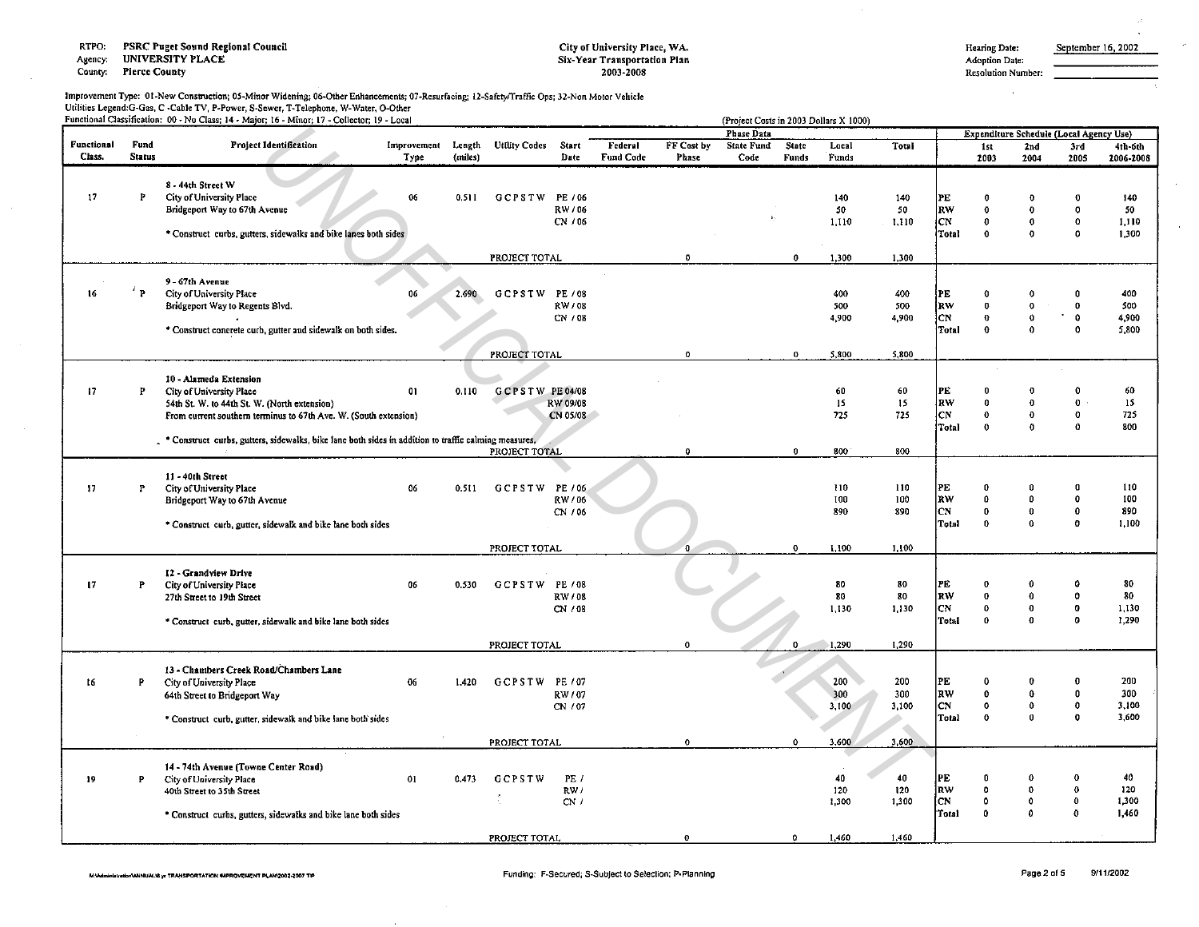RTPO: PSRC Puget Sound Regional Council
Agency: UNIVERSITY PLACE
County: Pierce County

**City of University Place, WA.**
**Six-Year Transportation Plan**
**2003-2008**

Hearing Date: September 16, 2002
Adoption Date:
Resolution Number:

Improvement Type: 01-New Construction; 05-Minor Widening; 06-Other Enhancements; 07-Resurfacing; 12-Safety/Traffic Ops; 32-Non Motor Vehicle
Utilities Legend:G-Gas, C -Cable TV, P-Power, S-Sewer, T-Telephone, W-Water, O-Other
Functional Classification: 00 - No Class; 14 - Major; 16 - Minor; 17 - Collector; 19 - Local

(Project Costs in 2003 Dollars X 1000)

| Functional Class. | Fund Status | Project Identification | Improvement Type | Length (miles) | Utility Codes | Start Date | Federal Fund Code | FF Cost by Phase | State Fund Code | State Funds | Local Funds | Total | Expenditure Schedule (Local Agency Use) | 1st 2003 | 2nd 2004 | 3rd 2005 | 4th-6th 2006-2008 |
|---|---|---|---|---|---|---|---|---|---|---|---|---|---|---|---|---|---|
| 17 | P | 8 - 44th Street W<br>City of University Place<br>Bridgeport Way to 67th Avenue<br>* Construct curbs, gutters, sidewalks and bike lanes both sides | 06 | 0.511 | G C P S T W | PE / 06 | | | | | 140 | 140 | PE | 0 | 0 | 0 | 140 |
| | | | | | | RW / 06 | | | | | 50 | 50 | RW | 0 | 0 | 0 | 50 |
| | | | | | | CN / 06 | | | | | 1,110 | 1,110 | CN | 0 | 0 | 0 | 1,110 |
| | | | | | | | | | | | | | Total | 0 | 0 | 0 | 1,300 |
| | | | | | PROJECT TOTAL | | | 0 | | 0 | 1,300 | 1,300 | | | | | |
| 16 | P | 9 - 67th Avenue<br>City of University Place<br>Bridgeport Way to Regents Blvd.<br>* Construct concrete curb, gutter and sidewalk on both sides. | 06 | 2.690 | G C P S T W | PE / 08 | | | | | 400 | 400 | PE | 0 | 0 | 0 | 400 |
| | | | | | | RW / 08 | | | | | 500 | 500 | RW | 0 | 0 | 0 | 500 |
| | | | | | | CN / 08 | | | | | 4,900 | 4,900 | CN | 0 | 0 | 0 | 4,900 |
| | | | | | | | | | | | | | Total | 0 | 0 | 0 | 5,800 |
| | | | | | PROJECT TOTAL | | | 0 | | 0 | 5,800 | 5,800 | | | | | |
| 17 | P | 10 - Alameda Extension<br>City of University Place<br>54th St. W. to 44th St. W. (North extension)<br>From current southern terminus to 67th Ave. W. (South extension)<br>* Construct curbs, gutters, sidewalks, bike lane both sides in addition to traffic calming measures. | 01 | 0.110 | G C P S T W | PE 04/08 | | | | | 60 | 60 | PE | 0 | 0 | 0 | 60 |
| | | | | | | RW 09/08 | | | | | 15 | 15 | RW | 0 | 0 | 0 | 15 |
| | | | | | | CN 05/08 | | | | | 725 | 725 | CN | 0 | 0 | 0 | 725 |
| | | | | | | | | | | | | | Total | 0 | 0 | 0 | 800 |
| | | | | | PROJECT TOTAL | | | 0 | | 0 | 800 | 800 | | | | | |
| 17 | P | 11 - 40th Street<br>City of University Place<br>Bridgeport Way to 67th Avenue<br>* Construct curb, gutter, sidewalk and bike lane both sides | 06 | 0.511 | G C P S T W | PE / 06 | | | | | 110 | 110 | PE | 0 | 0 | 0 | 110 |
| | | | | | | RW / 06 | | | | | 100 | 100 | RW | 0 | 0 | 0 | 100 |
| | | | | | | CN / 06 | | | | | 890 | 890 | CN | 0 | 0 | 0 | 890 |
| | | | | | | | | | | | | | Total | 0 | 0 | 0 | 1,100 |
| | | | | | PROJECT TOTAL | | | 0 | | 0 | 1,100 | 1,100 | | | | | |
| 17 | P | 12 - Grandview Drive<br>City of University Place<br>27th Street to 19th Street<br>* Construct curb, gutter, sidewalk and bike lane both sides | 06 | 0.530 | G C P S T W | PE / 08 | | | | | 80 | 80 | PE | 0 | 0 | 0 | 80 |
| | | | | | | RW / 08 | | | | | 80 | 80 | RW | 0 | 0 | 0 | 80 |
| | | | | | | CN / 08 | | | | | 1,130 | 1,130 | CN | 0 | 0 | 0 | 1,130 |
| | | | | | | | | | | | | | Total | 0 | 0 | 0 | 1,290 |
| | | | | | PROJECT TOTAL | | | 0 | | 0 | 1,290 | 1,290 | | | | | |
| 16 | P | 13 - Chambers Creek Road/Chambers Lane<br>City of University Place<br>64th Street to Bridgeport Way<br>* Construct curb, gutter, sidewalk and bike lane both sides | 06 | 1.420 | G C P S T W | PE / 07 | | | | | 200 | 200 | PE | 0 | 0 | 0 | 200 |
| | | | | | | RW / 07 | | | | | 300 | 300 | RW | 0 | 0 | 0 | 300 |
| | | | | | | CN / 07 | | | | | 3,100 | 3,100 | CN | 0 | 0 | 0 | 3,100 |
| | | | | | | | | | | | | | Total | 0 | 0 | 0 | 3,600 |
| | | | | | PROJECT TOTAL | | | 0 | | 0 | 3,600 | 3,600 | | | | | |
| 19 | P | 14 - 74th Avenue (Towne Center Road)<br>City of University Place<br>40th Street to 35th Street<br>* Construct curbs, gutters, sidewalks and bike lane both sides | 01 | 0.473 | G C P S T W | PE / | | | | | 40 | 40 | PE | 0 | 0 | 0 | 40 |
| | | | | | | RW / | | | | | 120 | 120 | RW | 0 | 0 | 0 | 120 |
| | | | | | | CN / | | | | | 1,300 | 1,300 | CN | 0 | 0 | 0 | 1,300 |
| | | | | | | | | | | | | | Total | 0 | 0 | 0 | 1,460 |
| | | | | | PROJECT TOTAL | | | 0 | | 0 | 1,460 | 1,460 | | | | | |

Funding: F-Secured; S-Subject to Selection; P-Planning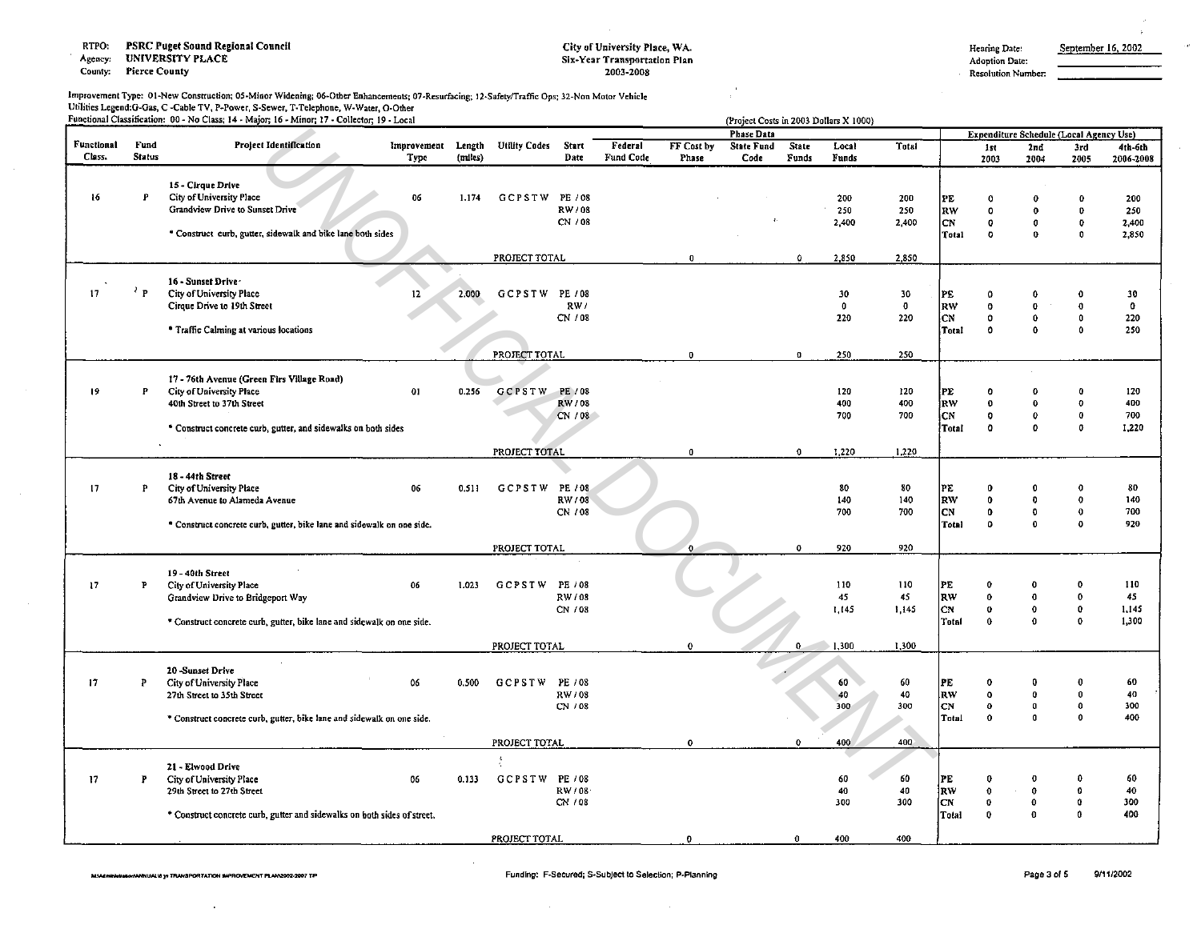RTPO: **PSRC Puget Sound Regional Council**
Agency: **UNIVERSITY PLACE**
County: **Pierce County**

**City of University Place, WA.**
**Six-Year Transportation Plan**
**2003-2008**

Hearing Date: September 16, 2002
Adoption Date:
Resolution Number:

Improvement Type: 01-New Construction; 05-Minor Widening; 06-Other Enhancements; 07-Resurfacing; 12-Safety/Traffic Ops; 32-Non Motor Vehicle
Utilities Legend:G-Gas, C -Cable TV, P-Power, S-Sewer, T-Telephone, W-Water, O-Other
Functional Classification: 00 - No Class; 14 - Major; 16 - Minor; 17 - Collector; 19 - Local

(Project Costs in 2003 Dollars X 1000)

| Functional Class. | Fund Status | Project Identification | Improvement Type | Length (miles) | Utility Codes | Start Date | Federal Fund Code | FF Cost by Phase | State Fund Code | State Funds | Local Funds | Total | | 1st 2003 | 2nd 2004 | 3rd 2005 | 4th-6th 2006-2008 |
|---|---|---|---|---|---|---|---|---|---|---|---|---|---|---|---|---|---|
| | | | | | | | Phase Data | | | | | | Expenditure Schedule (Local Agency Use) | | | | |
| 16 | P | **15 - Cirque Drive** City of University Place Grandview Drive to Sunset Drive | 06 | 1.174 | G C P S T W | PE / 08 | | | | | 200 | 200 | PE | 0 | 0 | 0 | 200 |
| | | | | | | RW / 08 | | | | | 250 | 250 | RW | 0 | 0 | 0 | 250 |
| | | | | | | CN / 08 | | | | | 2,400 | 2,400 | CN | 0 | 0 | 0 | 2,400 |
| | | * Construct curb, gutter, sidewalk and bike lane both sides | | | | | | | | | | | Total | 0 | 0 | 0 | 2,850 |
| | | | | | PROJECT TOTAL | | | 0 | | 0 | 2,850 | 2,850 | | | | | |
| 17 | P | **16 - Sunset Drive** City of University Place Cirque Drive to 19th Street | 12 | 2.000 | G C P S T W | PE / 08 | | | | | 30 | 30 | PE | 0 | 0 | 0 | 30 |
| | | | | | | RW / | | | | | 0 | 0 | RW | 0 | 0 | 0 | 0 |
| | | | | | | CN / 08 | | | | | 220 | 220 | CN | 0 | 0 | 0 | 220 |
| | | * Traffic Calming at various locations | | | | | | | | | | | Total | 0 | 0 | 0 | 250 |
| | | | | | PROJECT TOTAL | | | 0 | | 0 | 250 | 250 | | | | | |
| 19 | P | **17 - 76th Avenue (Green Firs Village Road)** City of University Place 40th Street to 37th Street | 01 | 0.256 | G C P S T W | PE / 08 | | | | | 120 | 120 | PE | 0 | 0 | 0 | 120 |
| | | | | | | RW / 08 | | | | | 400 | 400 | RW | 0 | 0 | 0 | 400 |
| | | | | | | CN / 08 | | | | | 700 | 700 | CN | 0 | 0 | 0 | 700 |
| | | * Construct concrete curb, gutter, and sidewalks on both sides | | | | | | | | | | | Total | 0 | 0 | 0 | 1,220 |
| | | | | | PROJECT TOTAL | | | 0 | | 0 | 1,220 | 1,220 | | | | | |
| 17 | P | **18 - 44th Street** City of University Place 67th Avenue to Alameda Avenue | 06 | 0.511 | G C P S T W | PE / 08 | | | | | 80 | 80 | PE | 0 | 0 | 0 | 80 |
| | | | | | | RW / 08 | | | | | 140 | 140 | RW | 0 | 0 | 0 | 140 |
| | | | | | | CN / 08 | | | | | 700 | 700 | CN | 0 | 0 | 0 | 700 |
| | | * Construct concrete curb, gutter, bike lane and sidewalk on one side. | | | | | | | | | | | Total | 0 | 0 | 0 | 920 |
| | | | | | PROJECT TOTAL | | | 0 | | 0 | 920 | 920 | | | | | |
| 17 | P | **19 - 40th Street** City of University Place Grandview Drive to Bridgeport Way | 06 | 1.023 | G C P S T W | PE / 08 | | | | | 110 | 110 | PE | 0 | 0 | 0 | 110 |
| | | | | | | RW / 08 | | | | | 45 | 45 | RW | 0 | 0 | 0 | 45 |
| | | | | | | CN / 08 | | | | | 1,145 | 1,145 | CN | 0 | 0 | 0 | 1,145 |
| | | * Construct concrete curb, gutter, bike lane and sidewalk on one side. | | | | | | | | | | | Total | 0 | 0 | 0 | 1,300 |
| | | | | | PROJECT TOTAL | | | 0 | | 0 | 1,300 | 1,300 | | | | | |
| 17 | P | **20 -Sunset Drive** City of University Place 27th Street to 35th Street | 06 | 0.500 | G C P S T W | PE / 08 | | | | | 60 | 60 | PE | 0 | 0 | 0 | 60 |
| | | | | | | RW / 08 | | | | | 40 | 40 | RW | 0 | 0 | 0 | 40 |
| | | | | | | CN / 08 | | | | | 300 | 300 | CN | 0 | 0 | 0 | 300 |
| | | * Construct concrete curb, gutter, bike lane and sidewalk on one side. | | | | | | | | | | | Total | 0 | 0 | 0 | 400 |
| | | | | | PROJECT TOTAL | | | 0 | | 0 | 400 | 400 | | | | | |
| 17 | P | **21 - Elwood Drive** City of University Place 29th Street to 27th Street | 06 | 0.133 | G C P S T W | PE / 08 | | | | | 60 | 60 | PE | 0 | 0 | 0 | 60 |
| | | | | | | RW / 08 | | | | | 40 | 40 | RW | 0 | 0 | 0 | 40 |
| | | | | | | CN / 08 | | | | | 300 | 300 | CN | 0 | 0 | 0 | 300 |
| | | * Construct concrete curb, gutter and sidewalks on both sides of street. | | | | | | | | | | | Total | 0 | 0 | 0 | 400 |
| | | | | | PROJECT TOTAL | | | 0 | | 0 | 400 | 400 | | | | | |

Funding: F-Secured; S-Subject to Selection; P-Planning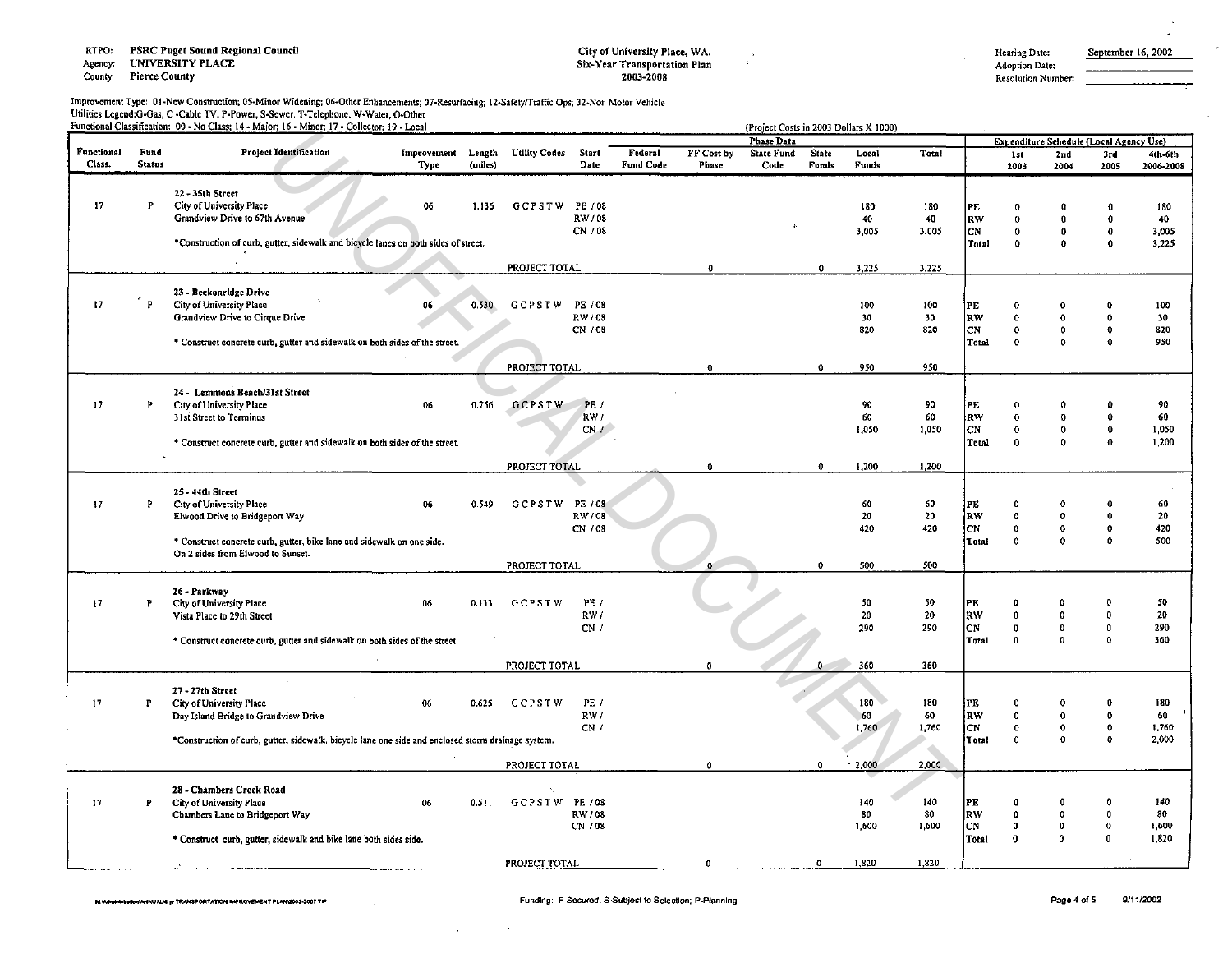RTPO: **PSRC Puget Sound Regional Council**
Agency: **UNIVERSITY PLACE**
County: **Pierce County**

**City of University Place, WA.**
**Six-Year Transportation Plan**
**2003-2008**

Hearing Date: September 16, 2002
Adoption Date:
Resolution Number:

Improvement Type: 01-New Construction; 05-Minor Widening; 06-Other Enhancements; 07-Resurfacing; 12-Safety/Traffic Ops; 32-Non Motor Vehicle
Utilities Legend:G-Gas, C-Cable TV, P-Power, S-Sewer, T-Telephone, W-Water, O-Other
Functional Classification: 00 - No Class; 14 - Major; 16 - Minor; 17 - Collector; 19 - Local

(Project Costs in 2003 Dollars X 1000)

UNOFFICIAL DOCUMENT

| Functional Class. | Fund Status | Project Identification | Improvement Type | Length (miles) | Utility Codes | Start Date | Federal Fund Code | FF Cost by Phase | State Fund Code | State Funds | Local Funds | Total | | 1st 2003 | 2nd 2004 | 3rd 2005 | 4th-6th 2006-2008 |
|---|---|---|---|---|---|---|---|---|---|---|---|---|---|---|---|---|---|
| | | | | | | | | Phase Data | | | | | Expenditure Schedule (Local Agency Use) | | | | |
| 17 | P | **22 - 35th Street** City of University Place Grandview Drive to 67th Avenue | 06 | 1.136 | G C P S T W | PE / 08 | | | | | 180 | 180 | PE | 0 | 0 | 0 | 180 |
| | | | | | | RW / 08 | | | | | 40 | 40 | RW | 0 | 0 | 0 | 40 |
| | | | | | | CN / 08 | | | | | 3,005 | 3,005 | CN | 0 | 0 | 0 | 3,005 |
| | | *Construction of curb, gutter, sidewalk and bicycle lanes on both sides of street. | | | | | | | | | | | Total | 0 | 0 | 0 | 3,225 |
| | | | | | PROJECT TOTAL | | | 0 | | 0 | 3,225 | 3,225 | | | | | |
| 17 | P | **23 - Beckonridge Drive** City of University Place Grandview Drive to Cirque Drive | 06 | 0.530 | G C P S T W | PE / 08 | | | | | 100 | 100 | PE | 0 | 0 | 0 | 100 |
| | | | | | | RW / 08 | | | | | 30 | 30 | RW | 0 | 0 | 0 | 30 |
| | | | | | | CN / 08 | | | | | 820 | 820 | CN | 0 | 0 | 0 | 820 |
| | | * Construct concrete curb, gutter and sidewalk on both sides of the street. | | | | | | | | | | | Total | 0 | 0 | 0 | 950 |
| | | | | | PROJECT TOTAL | | | 0 | | 0 | 950 | 950 | | | | | |
| 17 | P | **24 - Lemmons Beach/31st Street** City of University Place 31st Street to Terminus | 06 | 0.756 | G C P S T W | PE / | | | | | 90 | 90 | PE | 0 | 0 | 0 | 90 |
| | | | | | | RW / | | | | | 60 | 60 | RW | 0 | 0 | 0 | 60 |
| | | | | | | CN / | | | | | 1,050 | 1,050 | CN | 0 | 0 | 0 | 1,050 |
| | | * Construct concrete curb, gutter and sidewalk on both sides of the street. | | | | | | | | | | | Total | 0 | 0 | 0 | 1,200 |
| | | | | | PROJECT TOTAL | | | 0 | | 0 | 1,200 | 1,200 | | | | | |
| 17 | P | **25 - 44th Street** City of University Place Elwood Drive to Bridgeport Way | 06 | 0.549 | G C P S T W | PE / 08 | | | | | 60 | 60 | PE | 0 | 0 | 0 | 60 |
| | | | | | | RW / 08 | | | | | 20 | 20 | RW | 0 | 0 | 0 | 20 |
| | | | | | | CN / 08 | | | | | 420 | 420 | CN | 0 | 0 | 0 | 420 |
| | | * Construct concrete curb, gutter, bike lane and sidewalk on one side. On 2 sides from Elwood to Sunset. | | | | | | | | | | | Total | 0 | 0 | 0 | 500 |
| | | | | | PROJECT TOTAL | | | 0 | | 0 | 500 | 500 | | | | | |
| 17 | P | **26 - Parkway** City of University Place Vista Place to 29th Street | 06 | 0.133 | G C P S T W | PE / | | | | | 50 | 50 | PE | 0 | 0 | 0 | 50 |
| | | | | | | RW / | | | | | 20 | 20 | RW | 0 | 0 | 0 | 20 |
| | | | | | | CN / | | | | | 290 | 290 | CN | 0 | 0 | 0 | 290 |
| | | * Construct concrete curb, gutter and sidewalk on both sides of the street. | | | | | | | | | | | Total | 0 | 0 | 0 | 360 |
| | | | | | PROJECT TOTAL | | | 0 | | 0 | 360 | 360 | | | | | |
| 17 | P | **27 - 27th Street** City of University Place Day Island Bridge to Grandview Drive | 06 | 0.625 | G C P S T W | PE / | | | | | 180 | 180 | PE | 0 | 0 | 0 | 180 |
| | | | | | | RW / | | | | | 60 | 60 | RW | 0 | 0 | 0 | 60 |
| | | | | | | CN / | | | | | 1,760 | 1,760 | CN | 0 | 0 | 0 | 1,760 |
| | | *Construction of curb, gutter, sidewalk, bicycle lane one side and enclosed storm drainage system. | | | | | | | | | | | Total | 0 | 0 | 0 | 2,000 |
| | | | | | PROJECT TOTAL | | | 0 | | 0 | 2,000 | 2,000 | | | | | |
| 17 | P | **28 - Chambers Creek Road** City of University Place Chambers Lane to Bridgeport Way | 06 | 0.511 | G C P S T W | PE / 08 | | | | | 140 | 140 | PE | 0 | 0 | 0 | 140 |
| | | | | | | RW / 08 | | | | | 80 | 80 | RW | 0 | 0 | 0 | 80 |
| | | | | | | CN / 08 | | | | | 1,600 | 1,600 | CN | 0 | 0 | 0 | 1,600 |
| | | * Construct curb, gutter, sidewalk and bike lane both sides side. | | | | | | | | | | | Total | 0 | 0 | 0 | 1,820 |
| | | | | | PROJECT TOTAL | | | 0 | | 0 | 1,820 | 1,820 | | | | | |

Funding: F-Secured; S-Subject to Selection; P-Planning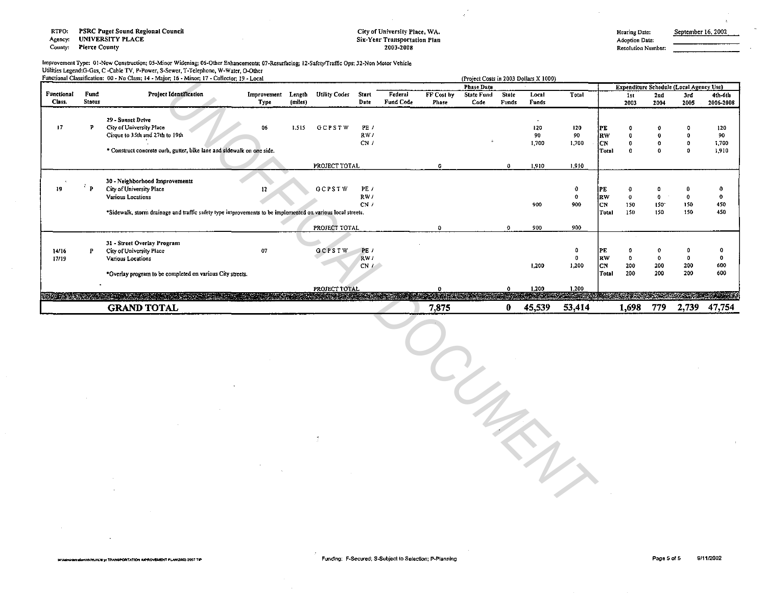RTPO: PSRC Puget Sound Regional Council
Agency: UNIVERSITY PLACE
County: Pierce County

City of University Place, WA.
Six-Year Transportation Plan
2003-2008

Hearing Date: September 16, 2002
Adoption Date:
Resolution Number:

Improvement Type: 01-New Construction; 05-Minor Widening; 06-Other Enhancements; 07-Resurfacing; 12-Safety/Traffic Ops; 32-Non Motor Vehicle
Utilities Legend:G-Gas, C -Cable TV, P-Power, S-Sewer, T-Telephone, W-Water, O-Other
Functional Classification: 00 - No Class; 14 - Major; 16 - Minor; 17 - Collector; 19 - Local

(Project Costs in 2003 Dollars X 1000)

| Functional Class. | Fund Status | Project Identification | Improvement Type | Length (miles) | Utility Codes | Start Date | Federal Fund Code (Phase Data) | FF Cost by Phase | State Fund Code | State Funds | Local Funds | Total | | 1st 2003 | 2nd 2004 | 3rd 2005 | 4th-6th 2006-2008 |
|---|---|---|---|---|---|---|---|---|---|---|---|---|---|---|---|---|---|
| | | 29 - Sunset Drive | | | | | | | | | | | | | | | |
| 17 | P | City of University Place | 06 | 1.515 | G C P S T W | PE / | | | | | 120 | 120 | PE | 0 | 0 | 0 | 120 |
| | | Cirque to 35th and 27th to 19th | | | | RW / | | | | | 90 | 90 | RW | 0 | 0 | 0 | 90 |
| | | | | | | CN / | | | | | 1,700 | 1,700 | CN | 0 | 0 | 0 | 1,700 |
| | | * Construct concrete curb, gutter, bike lane and sidewalk on one side. | | | | | | | | | | | Total | 0 | 0 | 0 | 1,910 |
| | | | | | PROJECT TOTAL | | | 0 | | 0 | 1,910 | 1,910 | | | | | |
| | | 30 - Neighborhood Improvements | | | | | | | | | | | | | | | |
| 19 | P | City of University Place | 12 | | G C P S T W | PE / | | | | | | 0 | PE | 0 | 0 | 0 | 0 |
| | | Various Locations | | | | RW / | | | | | | 0 | RW | 0 | 0 | 0 | 0 |
| | | | | | | CN / | | | | | 900 | 900 | CN | 150 | 150 | 150 | 450 |
| | | *Sidewalk, storm drainage and traffic safety type improvements to be implemented on various local streets. | | | | | | | | | | | Total | 150 | 150 | 150 | 450 |
| | | | | | PROJECT TOTAL | | | 0 | | 0 | 900 | 900 | | | | | |
| | | 31 - Street Overlay Program | | | | | | | | | | | | | | | |
| 14/16 17/19 | P | City of University Place | 07 | | G C P S T W | PE / | | | | | | 0 | PE | 0 | 0 | 0 | 0 |
| | | Various Locations | | | | RW / | | | | | | 0 | RW | 0 | 0 | 0 | 0 |
| | | | | | | CN / | | | | | 1,200 | 1,200 | CN | 200 | 200 | 200 | 600 |
| | | *Overlay program to be completed on various City streets. | | | | | | | | | | | Total | 200 | 200 | 200 | 600 |
| | | | | | PROJECT TOTAL | | | 0 | | 0 | 1,200 | 1,200 | | | | | |
| | | **GRAND TOTAL** | | | | | | **7,875** | | **0** | **45,539** | **53,414** | | **1,698** | **779** | **2,739** | **47,754** |

Funding: F-Secured; S-Subject to Selection; P-Planning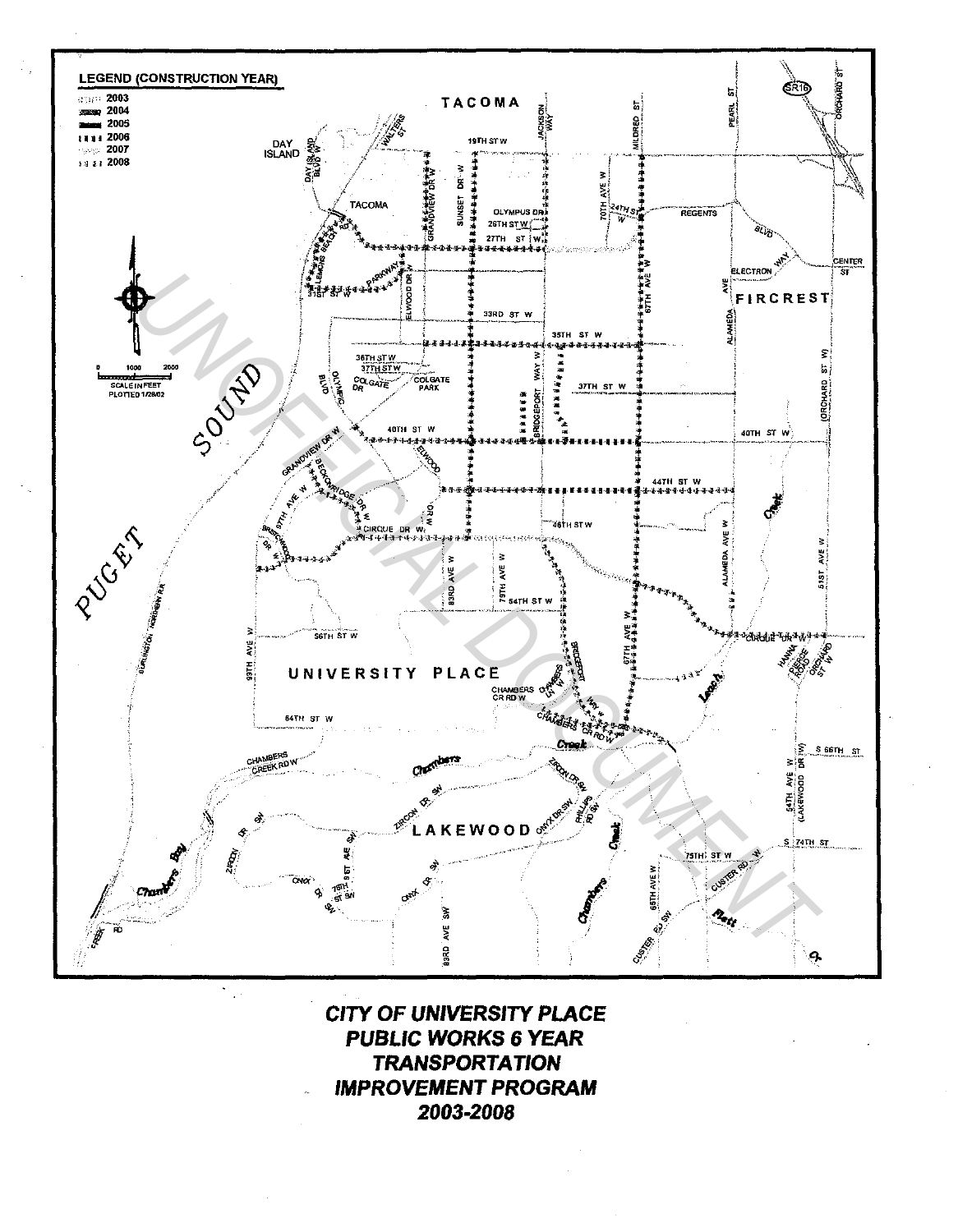LEGEND (CONSTRUCTION YEAR)

2003
2004
2005
2006
2007
2008

TACOMA

DAY ISLAND

TACOMA

FIRCREST

PUGET SOUND

UNIVERSITY PLACE

LAKEWOOD

SCALE IN FEET

PLOTTED 1/28/02

UNOFFICIAL DOCUMENT

**CITY OF UNIVERSITY PLACE**
**PUBLIC WORKS 6 YEAR**
**TRANSPORTATION**
**IMPROVEMENT PROGRAM**
**2003-2008**